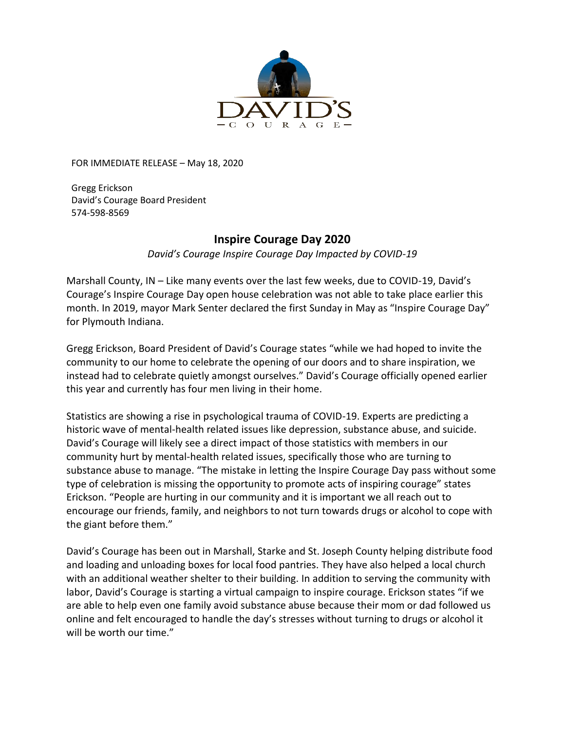FOR IMMEDIATE RELEASE – May 18, 2020

Gregg Erickson
David's Courage Board President
574-598-8569

## Inspire Courage Day 2020

*David's Courage Inspire Courage Day Impacted by COVID-19*

Marshall County, IN – Like many events over the last few weeks, due to COVID-19, David's Courage's Inspire Courage Day open house celebration was not able to take place earlier this month. In 2019, mayor Mark Senter declared the first Sunday in May as "Inspire Courage Day" for Plymouth Indiana.

Gregg Erickson, Board President of David's Courage states "while we had hoped to invite the community to our home to celebrate the opening of our doors and to share inspiration, we instead had to celebrate quietly amongst ourselves." David's Courage officially opened earlier this year and currently has four men living in their home.

Statistics are showing a rise in psychological trauma of COVID-19. Experts are predicting a historic wave of mental-health related issues like depression, substance abuse, and suicide. David's Courage will likely see a direct impact of those statistics with members in our community hurt by mental-health related issues, specifically those who are turning to substance abuse to manage. "The mistake in letting the Inspire Courage Day pass without some type of celebration is missing the opportunity to promote acts of inspiring courage" states Erickson. "People are hurting in our community and it is important we all reach out to encourage our friends, family, and neighbors to not turn towards drugs or alcohol to cope with the giant before them."

David's Courage has been out in Marshall, Starke and St. Joseph County helping distribute food and loading and unloading boxes for local food pantries. They have also helped a local church with an additional weather shelter to their building. In addition to serving the community with labor, David's Courage is starting a virtual campaign to inspire courage. Erickson states "if we are able to help even one family avoid substance abuse because their mom or dad followed us online and felt encouraged to handle the day's stresses without turning to drugs or alcohol it will be worth our time."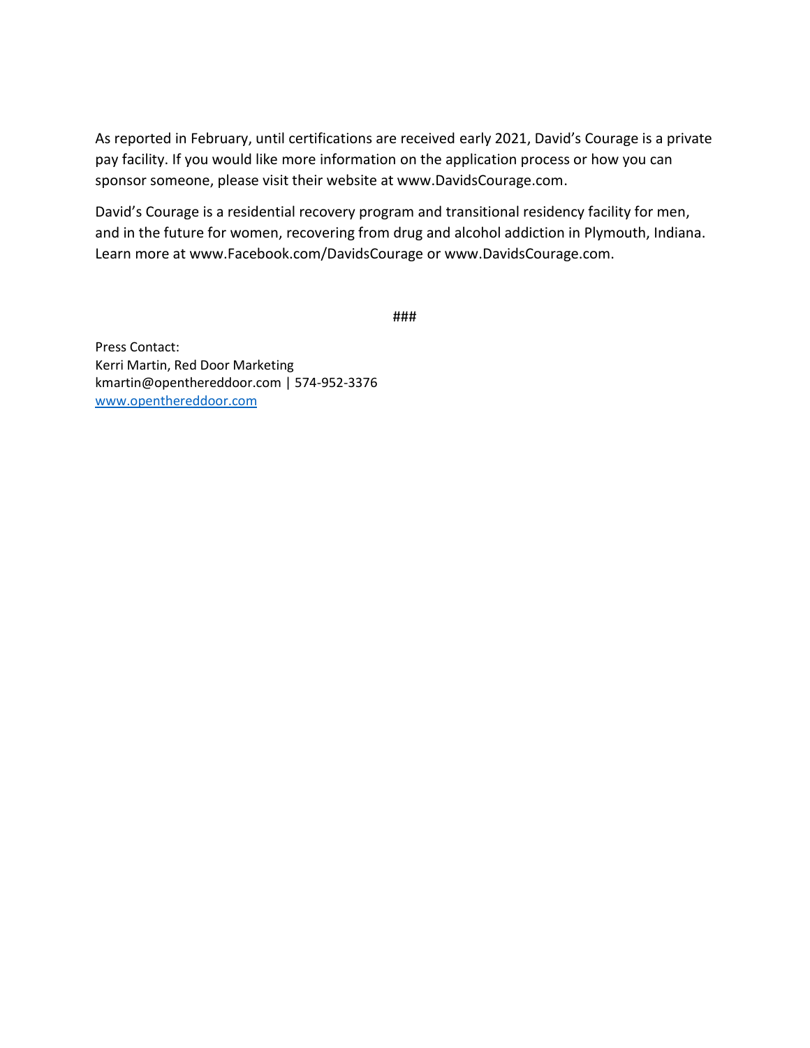As reported in February, until certifications are received early 2021, David's Courage is a private pay facility. If you would like more information on the application process or how you can sponsor someone, please visit their website at www.DavidsCourage.com.

David's Courage is a residential recovery program and transitional residency facility for men, and in the future for women, recovering from drug and alcohol addiction in Plymouth, Indiana. Learn more at www.Facebook.com/DavidsCourage or www.DavidsCourage.com.

###

Press Contact:  
Kerri Martin, Red Door Marketing  
kmartin@openthereddoor.com | 574-952-3376  
[www.openthereddoor.com](www.openthereddoor.com)